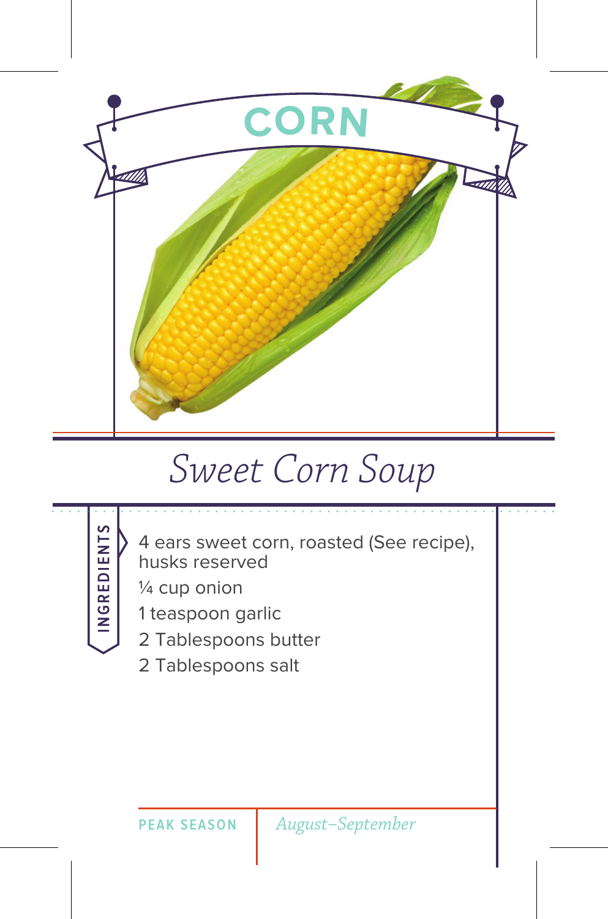# CORN

## *Sweet Corn Soup*

**INGREDIENTS**

- 4 ears sweet corn, roasted (See recipe), husks reserved
- ¼ cup onion
- 1 teaspoon garlic
- 2 Tablespoons butter
- 2 Tablespoons salt

**PEAK SEASON** *August–September*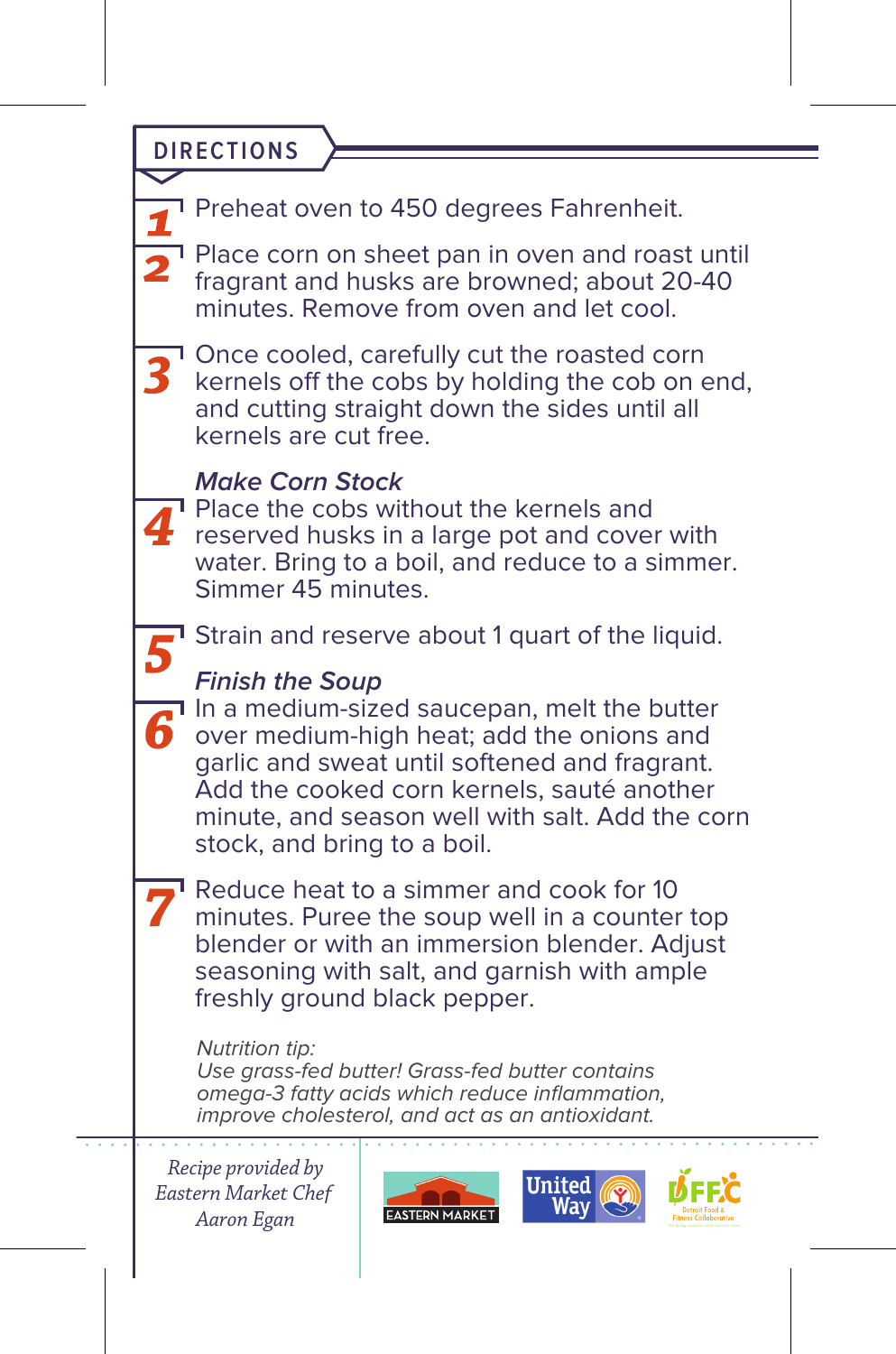## DIRECTIONS

1. Preheat oven to 450 degrees Fahrenheit.
2. Place corn on sheet pan in oven and roast until fragrant and husks are browned; about 20-40 minutes. Remove from oven and let cool.
3. Once cooled, carefully cut the roasted corn kernels off the cobs by holding the cob on end, and cutting straight down the sides until all kernels are cut free.

***Make Corn Stock***

4. Place the cobs without the kernels and reserved husks in a large pot and cover with water. Bring to a boil, and reduce to a simmer. Simmer 45 minutes.
5. Strain and reserve about 1 quart of the liquid.

***Finish the Soup***

6. In a medium-sized saucepan, melt the butter over medium-high heat; add the onions and garlic and sweat until softened and fragrant. Add the cooked corn kernels, sauté another minute, and season well with salt. Add the corn stock, and bring to a boil.
7. Reduce heat to a simmer and cook for 10 minutes. Puree the soup well in a counter top blender or with an immersion blender. Adjust seasoning with salt, and garnish with ample freshly ground black pepper.

*Nutrition tip:*
*Use grass-fed butter! Grass-fed butter contains omega-3 fatty acids which reduce inflammation, improve cholesterol, and act as an antioxidant.*

*Recipe provided by Eastern Market Chef Aaron Egan*

EASTERN MARKET

United Way

DFFC Detroit Food & Fitness Collaborative